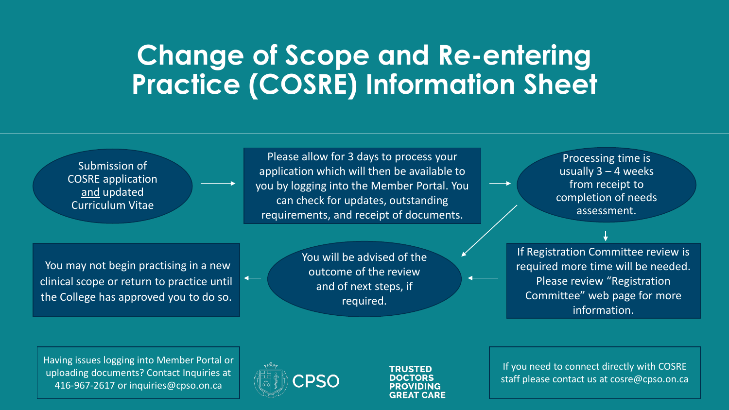# Change of Scope and Re-entering Practice (COSRE) Information Sheet

Submission of COSRE application <u>and</u> updated Curriculum Vitae

→

Please allow for 3 days to process your application which will then be available to you by logging into the Member Portal. You can check for updates, outstanding requirements, and receipt of documents.

→

Processing time is usually 3 – 4 weeks from receipt to completion of needs assessment.

↓

If Registration Committee review is required more time will be needed. Please review "Registration Committee" web page for more information.

←

You will be advised of the outcome of the review and of next steps, if required.

←

You may not begin practising in a new clinical scope or return to practice until the College has approved you to do so.

Having issues logging into Member Portal or uploading documents? Contact Inquiries at 416-967-2617 or inquiries@cpso.on.ca

CPSO

**TRUSTED DOCTORS PROVIDING GREAT CARE**

If you need to connect directly with COSRE staff please contact us at cosre@cpso.on.ca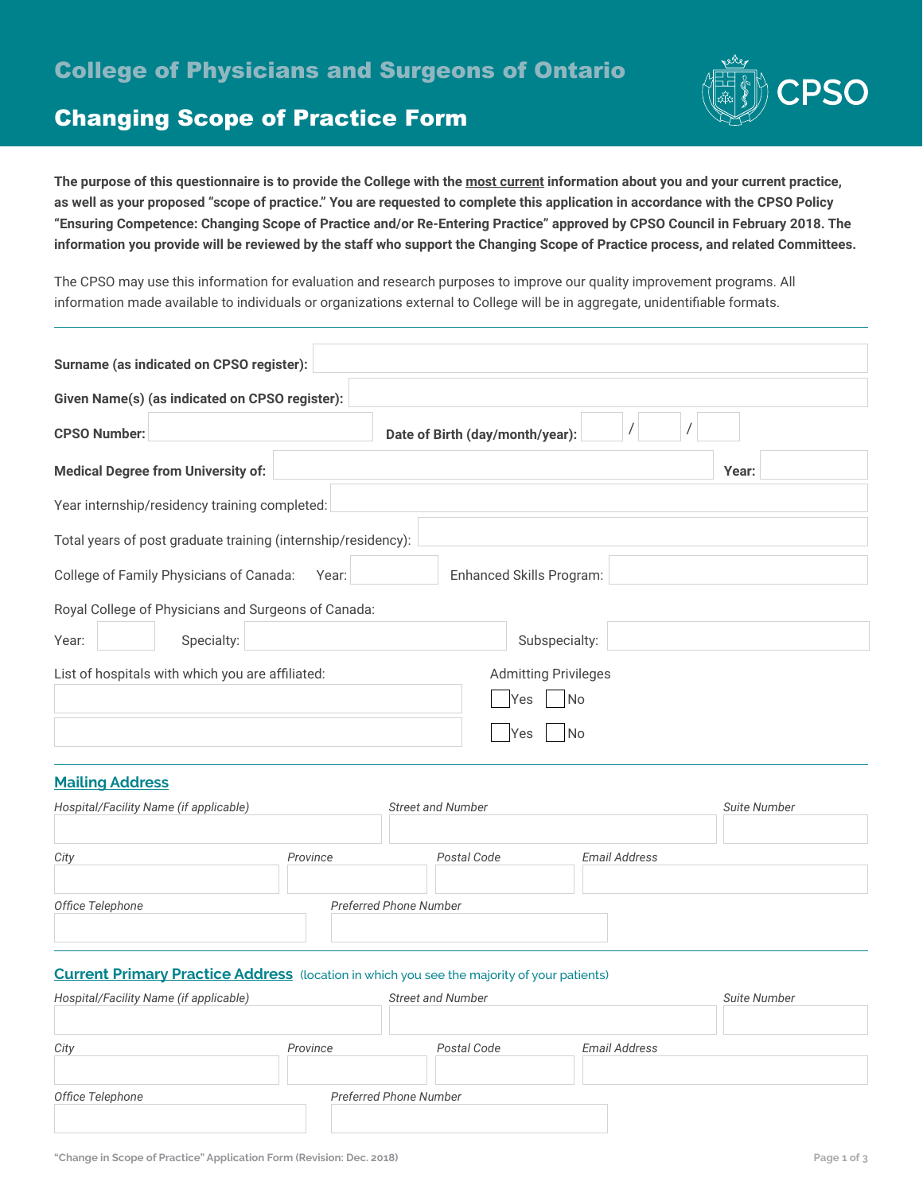# College of Physicians and Surgeons of Ontario

## Changing Scope of Practice Form

**The purpose of this questionnaire is to provide the College with the most current information about you and your current practice, as well as your proposed "scope of practice." You are requested to complete this application in accordance with the CPSO Policy "Ensuring Competence: Changing Scope of Practice and/or Re-Entering Practice" approved by CPSO Council in February 2018. The information you provide will be reviewed by the staff who support the Changing Scope of Practice process, and related Committees.**

The CPSO may use this information for evaluation and research purposes to improve our quality improvement programs. All information made available to individuals or organizations external to College will be in aggregate, unidentifiable formats.

---

**Surname (as indicated on CPSO register):** ____________________

**Given Name(s) (as indicated on CPSO register):** ____________________

**CPSO Number:** ____________ **Date of Birth (day/month/year):** ____ / ____ / ____

**Medical Degree from University of:** ____________________ **Year:** ________

Year internship/residency training completed: ____________________

Total years of post graduate training (internship/residency): ____________________

College of Family Physicians of Canada: Year: ________ Enhanced Skills Program: ____________

Royal College of Physicians and Surgeons of Canada:

Year: ________ Specialty: ____________ Subspecialty: ____________

| List of hospitals with which you are affiliated: | Admitting Privileges |
| --- | --- |
| | ☐ Yes ☐ No |
| | ☐ Yes ☐ No |

---

## Mailing Address

| *Hospital/Facility Name (if applicable)* | *Street and Number* | *Suite Number* |
| --- | --- | --- |
| | | |

| *City* | *Province* | *Postal Code* | *Email Address* |
| --- | --- | --- | --- |
| | | | |

| *Office Telephone* | *Preferred Phone Number* |
| --- | --- |
| | |

---

## Current Primary Practice Address (location in which you see the majority of your patients)

| *Hospital/Facility Name (if applicable)* | *Street and Number* | *Suite Number* |
| --- | --- | --- |
| | | |

| *City* | *Province* | *Postal Code* | *Email Address* |
| --- | --- | --- | --- |
| | | | |

| *Office Telephone* | *Preferred Phone Number* |
| --- | --- |
| | |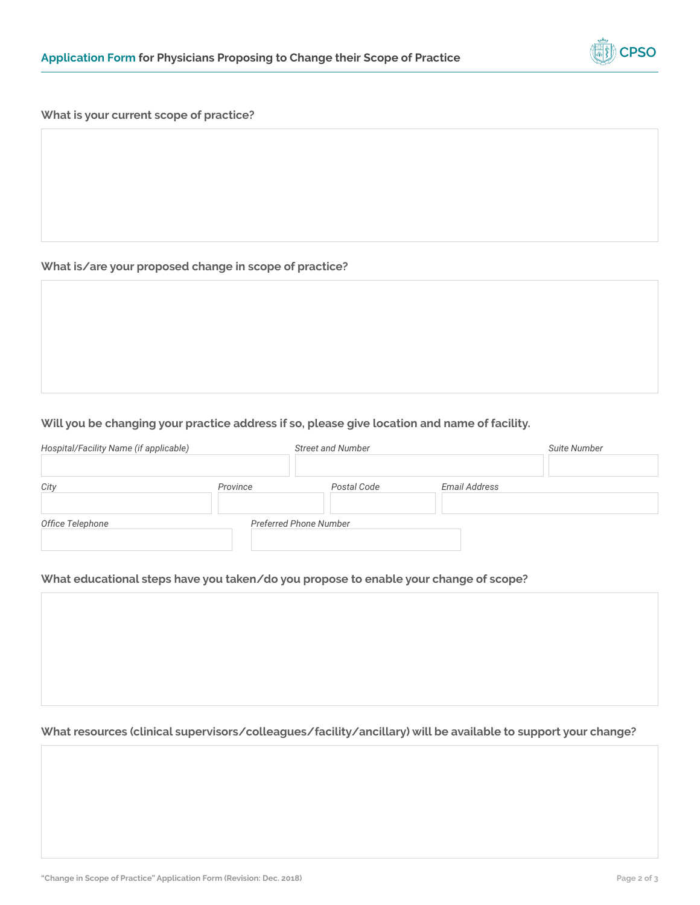**What is your current scope of practice?**

**What is/are your proposed change in scope of practice?**

**Will you be changing your practice address if so, please give location and name of facility.**

| *Hospital/Facility Name (if applicable)* | *Street and Number* | *Suite Number* |
| --- | --- | --- |
| | | |

| *City* | *Province* | *Postal Code* | *Email Address* |
| --- | --- | --- | --- |
| | | | |

| *Office Telephone* | *Preferred Phone Number* |
| --- | --- |
| | |

**What educational steps have you taken/do you propose to enable your change of scope?**

**What resources (clinical supervisors/colleagues/facility/ancillary) will be available to support your change?**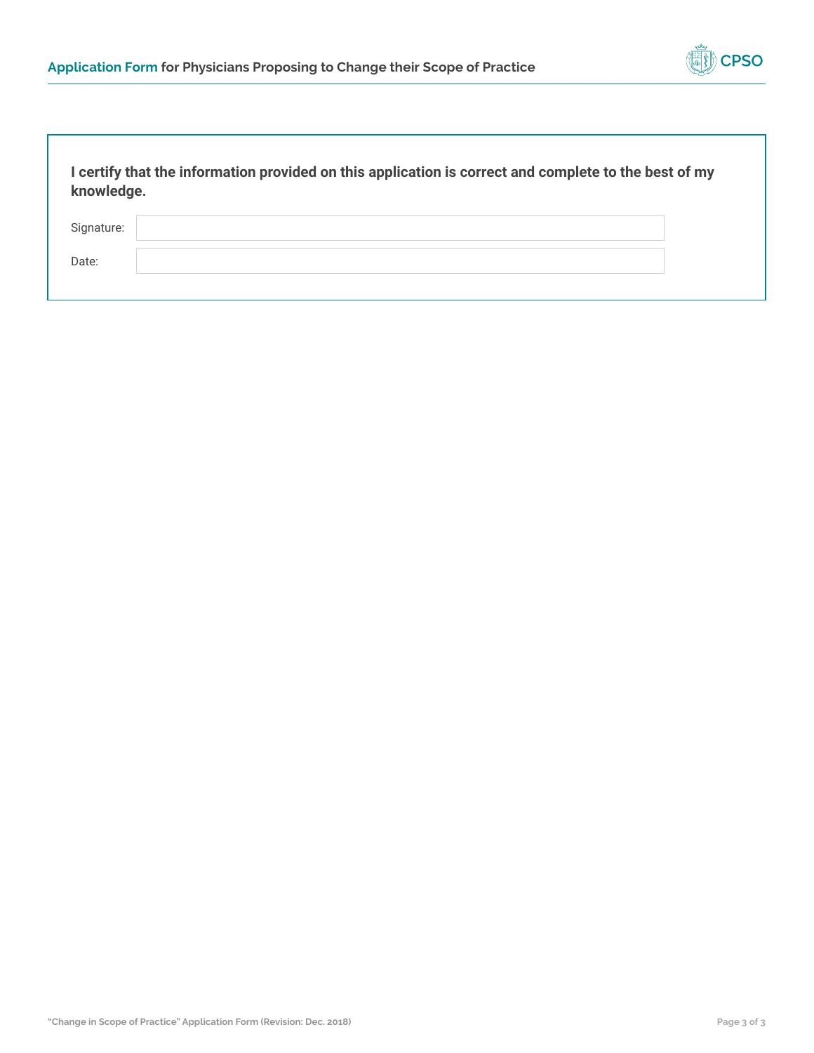**I certify that the information provided on this application is correct and complete to the best of my knowledge.**

| | |
|---|---|
| Signature: | |
| Date: | |